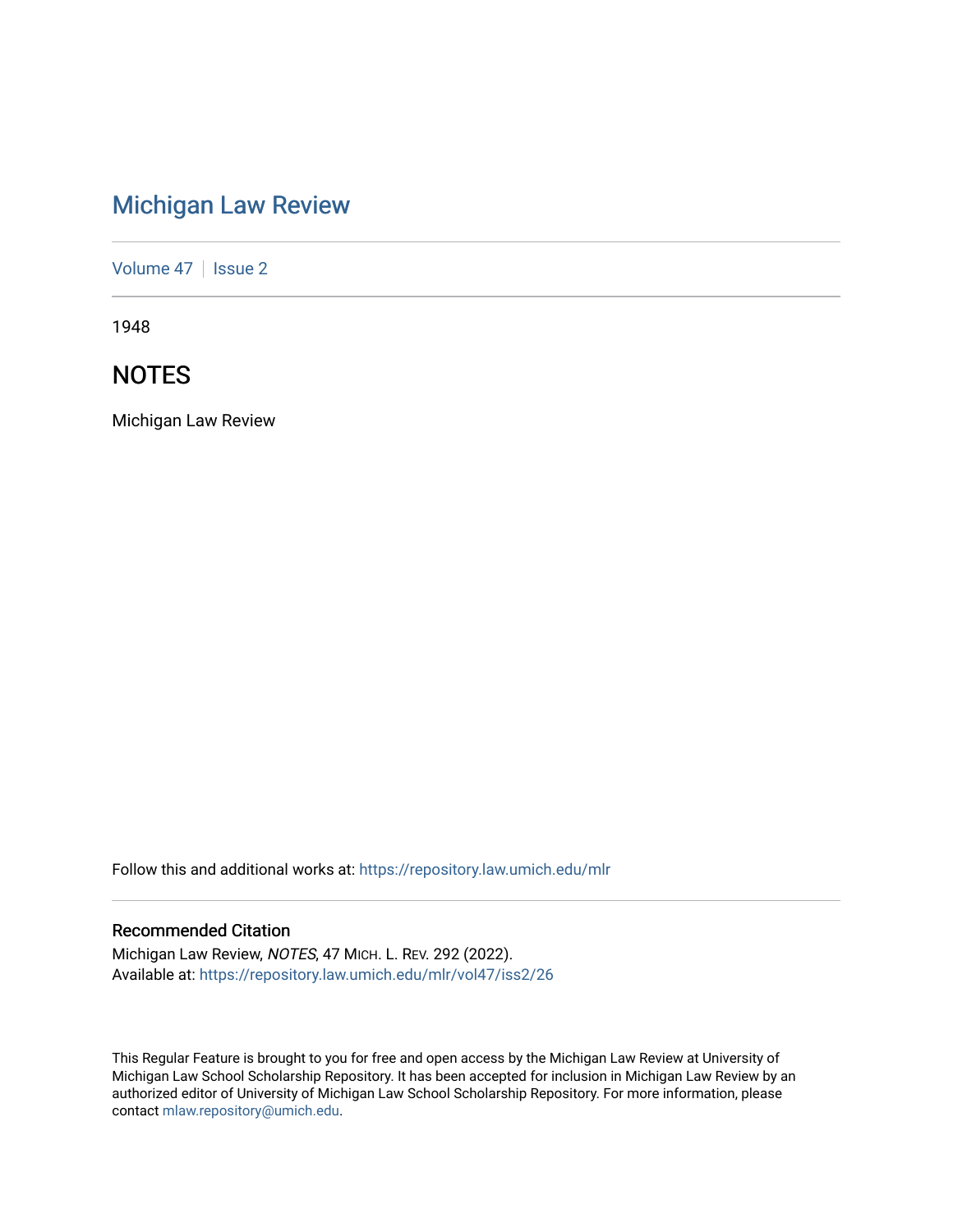# Michigan Law Review

Volume 47 | Issue 2

1948

## NOTES

Michigan Law Review

Follow this and additional works at: https://repository.law.umich.edu/mlr

### Recommended Citation

Michigan Law Review, *NOTES*, 47 MICH. L. REV. 292 (2022).
Available at: https://repository.law.umich.edu/mlr/vol47/iss2/26

This Regular Feature is brought to you for free and open access by the Michigan Law Review at University of Michigan Law School Scholarship Repository. It has been accepted for inclusion in Michigan Law Review by an authorized editor of University of Michigan Law School Scholarship Repository. For more information, please contact mlaw.repository@umich.edu.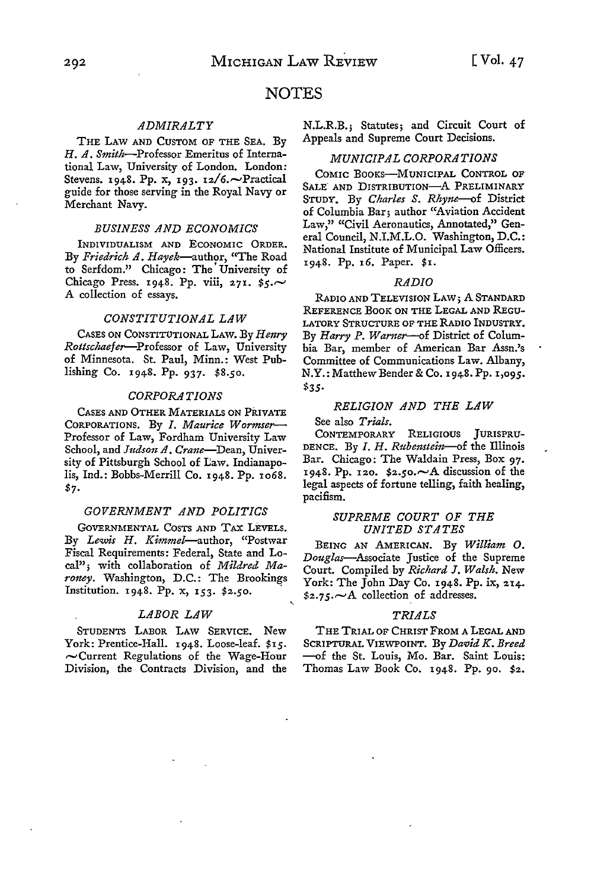## NOTES

### *ADMIRALTY*

THE LAW AND CUSTOM OF THE SEA. By *H. A. Smith*—Professor Emeritus of International Law, University of London. London: Stevens. 1948. Pp. x, 193. 12/6.~Practical guide for those serving in the Royal Navy or Merchant Navy.

### *BUSINESS AND ECONOMICS*

INDIVIDUALISM AND ECONOMIC ORDER. By *Friedrich A. Hayek*—author, "The Road to Serfdom." Chicago: The University of Chicago Press. 1948. Pp. viii, 271. $5.~A collection of essays.

### *CONSTITUTIONAL LAW*

CASES ON CONSTITUTIONAL LAW. By *Henry Rottschaefer*—Professor of Law, University of Minnesota. St. Paul, Minn.: West Publishing Co. 1948. Pp. 937. $8.50.

### *CORPORATIONS*

CASES AND OTHER MATERIALS ON PRIVATE CORPORATIONS. By *I. Maurice Wormser*—Professor of Law, Fordham University Law School, and *Judson A. Crane*—Dean, University of Pittsburgh School of Law. Indianapolis, Ind.: Bobbs-Merrill Co. 1948. Pp. 1068. $7.

### *GOVERNMENT AND POLITICS*

GOVERNMENTAL COSTS AND TAX LEVELS. By *Lewis H. Kimmel*—author, "Postwar Fiscal Requirements: Federal, State and Local"; with collaboration of *Mildred Maroney*. Washington, D.C.: The Brookings Institution. 1948. Pp. x, 153. $2.50.

### *LABOR LAW*

STUDENTS LABOR LAW SERVICE. New York: Prentice-Hall. 1948. Loose-leaf. $15. ~Current Regulations of the Wage-Hour Division, the Contracts Division, and the N.L.R.B.; Statutes; and Circuit Court of Appeals and Supreme Court Decisions.

### *MUNICIPAL CORPORATIONS*

COMIC BOOKS—MUNICIPAL CONTROL OF SALE AND DISTRIBUTION—A PRELIMINARY STUDY. By *Charles S. Rhyne*—of District of Columbia Bar; author "Aviation Accident Law," "Civil Aeronautics, Annotated," General Council, N.I.M.L.O. Washington, D.C.: National Institute of Municipal Law Officers. 1948. Pp. 16. Paper. $1.

### *RADIO*

RADIO AND TELEVISION LAW; A STANDARD REFERENCE BOOK ON THE LEGAL AND REGULATORY STRUCTURE OF THE RADIO INDUSTRY. By *Harry P. Warner*—of District of Columbia Bar, member of American Bar Assn.'s Committee of Communications Law. Albany, N.Y.: Matthew Bender & Co. 1948. Pp. 1,095. $35.

### *RELIGION AND THE LAW*

See also *Trials*.

CONTEMPORARY RELIGIOUS JURISPRUDENCE. By *I. H. Rubenstein*—of the Illinois Bar. Chicago: The Waldain Press, Box 97. 1948. Pp. 120. $2.50.~A discussion of the legal aspects of fortune telling, faith healing, pacifism.

### *SUPREME COURT OF THE UNITED STATES*

BEING AN AMERICAN. By *William O. Douglas*—Associate Justice of the Supreme Court. Compiled by *Richard J. Walsh*. New York: The John Day Co. 1948. Pp. ix, 214. $2.75.~A collection of addresses.

### *TRIALS*

THE TRIAL OF CHRIST FROM A LEGAL AND SCRIPTURAL VIEWPOINT. By *David K. Breed*—of the St. Louis, Mo. Bar. Saint Louis: Thomas Law Book Co. 1948. Pp. 90. $2.